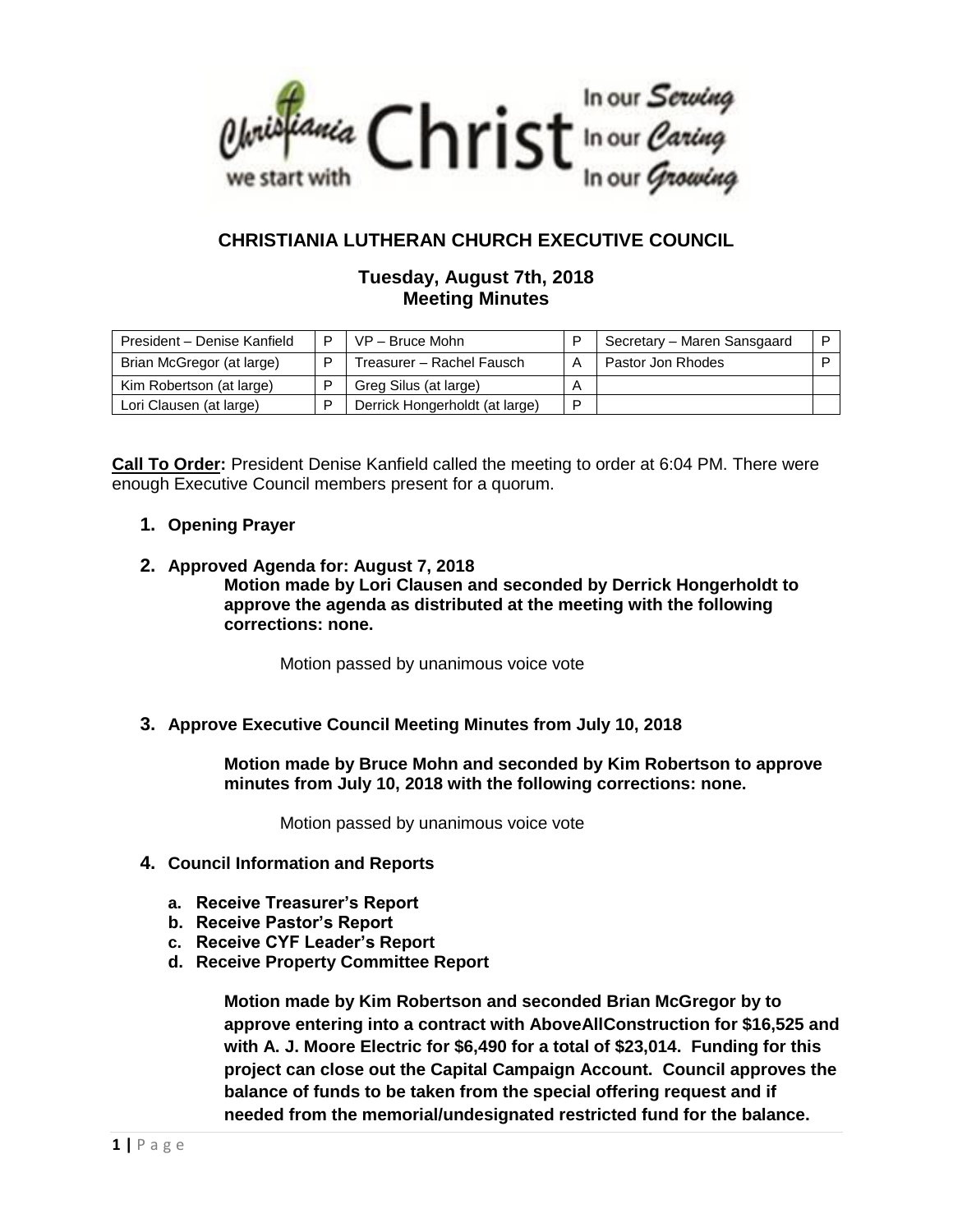Christiania Christ — we start with — In our *Serving* In our *Caring* In our *Growing*

# CHRISTIANIA LUTHERAN CHURCH EXECUTIVE COUNCIL

## Tuesday, August 7th, 2018
## Meeting Minutes

| | | | | | |
|---|---|---|---|---|---|
| President – Denise Kanfield | P | VP – Bruce Mohn | P | Secretary – Maren Sansgaard | P |
| Brian McGregor (at large) | P | Treasurer – Rachel Fausch | A | Pastor Jon Rhodes | P |
| Kim Robertson (at large) | P | Greg Silus (at large) | A | | |
| Lori Clausen (at large) | P | Derrick Hongerholdt (at large) | P | | |

**Call To Order:** President Denise Kanfield called the meeting to order at 6:04 PM. There were enough Executive Council members present for a quorum.

1. **Opening Prayer**

2. **Approved Agenda for: August 7, 2018**

   **Motion made by Lori Clausen and seconded by Derrick Hongerholdt to approve the agenda as distributed at the meeting with the following corrections: none.**

   Motion passed by unanimous voice vote

3. **Approve Executive Council Meeting Minutes from July 10, 2018**

   **Motion made by Bruce Mohn and seconded by Kim Robertson to approve minutes from July 10, 2018 with the following corrections: none.**

   Motion passed by unanimous voice vote

4. **Council Information and Reports**

   a. **Receive Treasurer's Report**
   b. **Receive Pastor's Report**
   c. **Receive CYF Leader's Report**
   d. **Receive Property Committee Report**

   **Motion made by Kim Robertson and seconded Brian McGregor by to approve entering into a contract with AboveAllConstruction for $16,525 and with A. J. Moore Electric for $6,490 for a total of $23,014. Funding for this project can close out the Capital Campaign Account. Council approves the balance of funds to be taken from the special offering request and if needed from the memorial/undesignated restricted fund for the balance.**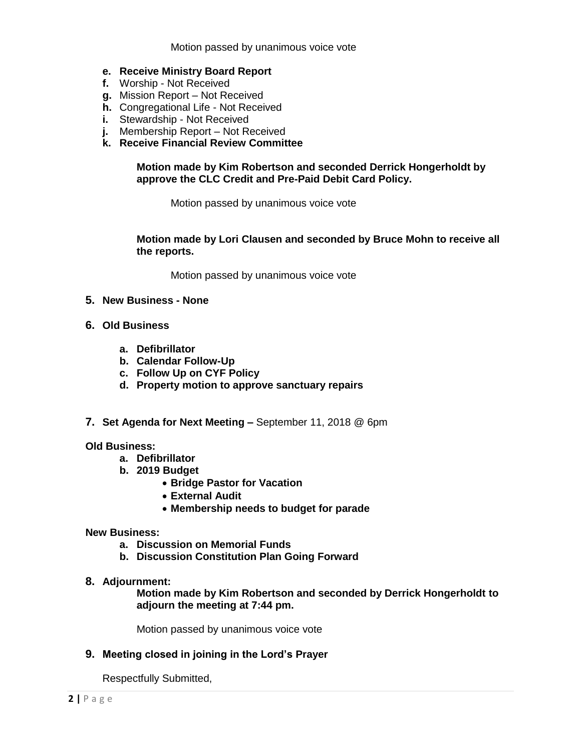Motion passed by unanimous voice vote

e. **Receive Ministry Board Report**
f. Worship - Not Received
g. Mission Report – Not Received
h. Congregational Life - Not Received
i. Stewardship - Not Received
j. Membership Report – Not Received
k. **Receive Financial Review Committee**

**Motion made by Kim Robertson and seconded Derrick Hongerholdt by approve the CLC Credit and Pre-Paid Debit Card Policy.**

Motion passed by unanimous voice vote

**Motion made by Lori Clausen and seconded by Bruce Mohn to receive all the reports.**

Motion passed by unanimous voice vote

5. **New Business - None**

6. **Old Business**

   a. **Defibrillator**
   b. **Calendar Follow-Up**
   c. **Follow Up on CYF Policy**
   d. **Property motion to approve sanctuary repairs**

7. **Set Agenda for Next Meeting –** September 11, 2018 @ 6pm

**Old Business:**

a. **Defibrillator**
b. **2019 Budget**
   - **Bridge Pastor for Vacation**
   - **External Audit**
   - **Membership needs to budget for parade**

**New Business:**

a. **Discussion on Memorial Funds**
b. **Discussion Constitution Plan Going Forward**

8. **Adjournment:**

   **Motion made by Kim Robertson and seconded by Derrick Hongerholdt to adjourn the meeting at 7:44 pm.**

   Motion passed by unanimous voice vote

9. **Meeting closed in joining in the Lord's Prayer**

Respectfully Submitted,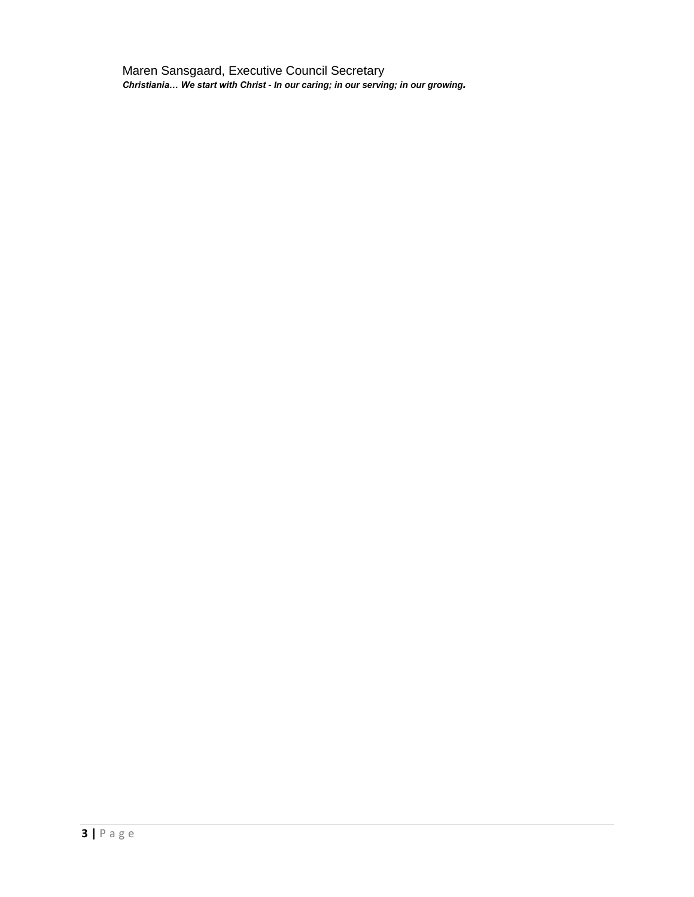Maren Sansgaard, Executive Council Secretary
***Christiania… We start with Christ - In our caring; in our serving; in our growing.***